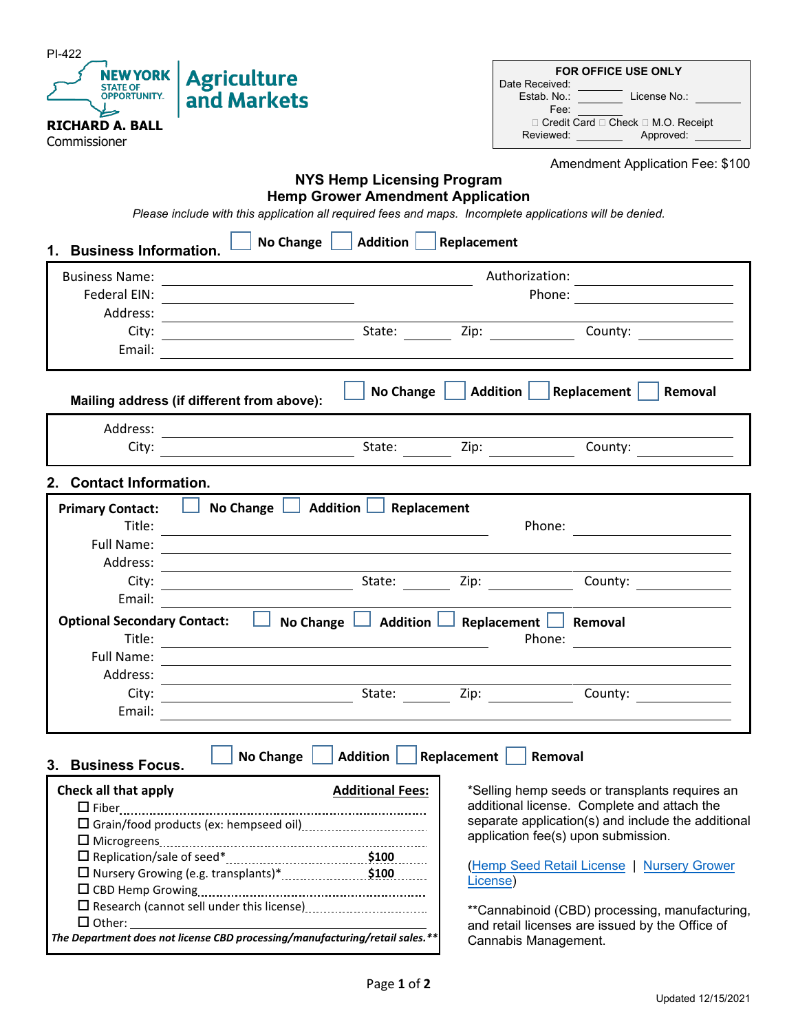PI-422

NEW YORK STATE OF OPPORTUNITY. | Agriculture and Markets

**RICHARD A. BALL**
Commissioner

| FOR OFFICE USE ONLY | | | |
|---|---|---|---|
| Date Received: | | | |
| Estab. No.: | | License No.: | |
| Fee: | | | |
| ☐ Credit Card ☐ Check ☐ M.O. Receipt | | | |
| Reviewed: | | Approved: | |

Amendment Application Fee: $100

## NYS Hemp Licensing Program
## Hemp Grower Amendment Application

*Please include with this application all required fees and maps. Incomplete applications will be denied.*

### 1. Business Information. ☐ No Change ☐ Addition ☐ Replacement

Business Name: ______________________ Authorization: ______________________
Federal EIN: ______________________ Phone: ______________________
Address: ______________________
City: __________ State: ______ Zip: ______ County: ______
Email: ______________________

**Mailing address (if different from above):** ☐ No Change ☐ Addition ☐ Replacement ☐ Removal

Address: ______________________
City: __________ State: ______ Zip: ______ County: ______

### 2. Contact Information.

**Primary Contact:** ☐ No Change ☐ Addition ☐ Replacement

Title: ______________________ Phone: ______________________
Full Name: ______________________
Address: ______________________
City: __________ State: ______ Zip: ______ County: ______
Email: ______________________

**Optional Secondary Contact:** ☐ No Change ☐ Addition ☐ Replacement ☐ Removal

Title: ______________________ Phone: ______________________
Full Name: ______________________
Address: ______________________
City: __________ State: ______ Zip: ______ County: ______
Email: ______________________

### 3. Business Focus. ☐ No Change ☐ Addition ☐ Replacement ☐ Removal

| **Check all that apply** | **Additional Fees:** |
|---|---|
| ☐ Fiber | |
| ☐ Grain/food products (ex: hempseed oil) | |
| ☐ Microgreens | |
| ☐ Replication/sale of seed* | $100 |
| ☐ Nursery Growing (e.g. transplants)* | $100 |
| ☐ CBD Hemp Growing | |
| ☐ Research (cannot sell under this license) | |
| ☐ Other: ______________________ | |

***The Department does not license CBD processing/manufacturing/retail sales.\*\****

*Selling hemp seeds or transplants requires an additional license. Complete and attach the separate application(s) and include the additional application fee(s) upon submission.

(Hemp Seed Retail License | Nursery Grower License)

**Cannabinoid (CBD) processing, manufacturing, and retail licenses are issued by the Office of Cannabis Management.

Updated 12/15/2021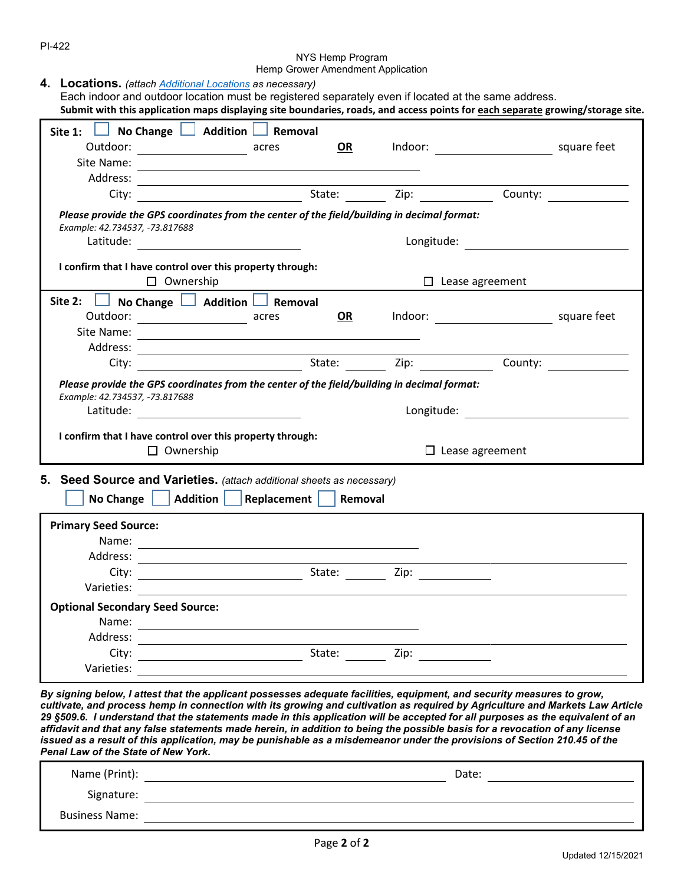PI-422

NYS Hemp Program
Hemp Grower Amendment Application

## 4. Locations. *(attach Additional Locations as necessary)*

Each indoor and outdoor location must be registered separately even if located at the same address.

**Submit with this application maps displaying site boundaries, roads, and access points for each separate growing/storage site.**

**Site 1:** ☐ **No Change** ☐ **Addition** ☐ **Removal**

Outdoor: ______________ acres **OR** Indoor: ______________ square feet

Site Name: ______________

Address: ______________

City: ______________ State: ______ Zip: ______ County: ______

***Please provide the GPS coordinates from the center of the field/building in decimal format:***

*Example: 42.734537, -73.817688*

Latitude: ______________ Longitude: ______________

**I confirm that I have control over this property through:**

☐ Ownership ☐ Lease agreement

**Site 2:** ☐ **No Change** ☐ **Addition** ☐ **Removal**

Outdoor: ______________ acres **OR** Indoor: ______________ square feet

Site Name: ______________

Address: ______________

City: ______________ State: ______ Zip: ______ County: ______

***Please provide the GPS coordinates from the center of the field/building in decimal format:***

*Example: 42.734537, -73.817688*

Latitude: ______________ Longitude: ______________

**I confirm that I have control over this property through:**

☐ Ownership ☐ Lease agreement

## 5. Seed Source and Varieties. *(attach additional sheets as necessary)*

☐ **No Change** ☐ **Addition** ☐ **Replacement** ☐ **Removal**

**Primary Seed Source:**

Name: ______________

Address: ______________

City: ______________ State: ______ Zip: ______

Varieties: ______________

**Optional Secondary Seed Source:**

Name: ______________

Address: ______________

City: ______________ State: ______ Zip: ______

Varieties: ______________

***By signing below, I attest that the applicant possesses adequate facilities, equipment, and security measures to grow, cultivate, and process hemp in connection with its growing and cultivation as required by Agriculture and Markets Law Article 29 §509.6. I understand that the statements made in this application will be accepted for all purposes as the equivalent of an affidavit and that any false statements made herein, in addition to being the possible basis for a revocation of any license issued as a result of this application, may be punishable as a misdemeanor under the provisions of Section 210.45 of the Penal Law of the State of New York.***

Name (Print): ______________ Date: ______________

Signature: ______________

Business Name: ______________

Updated 12/15/2021